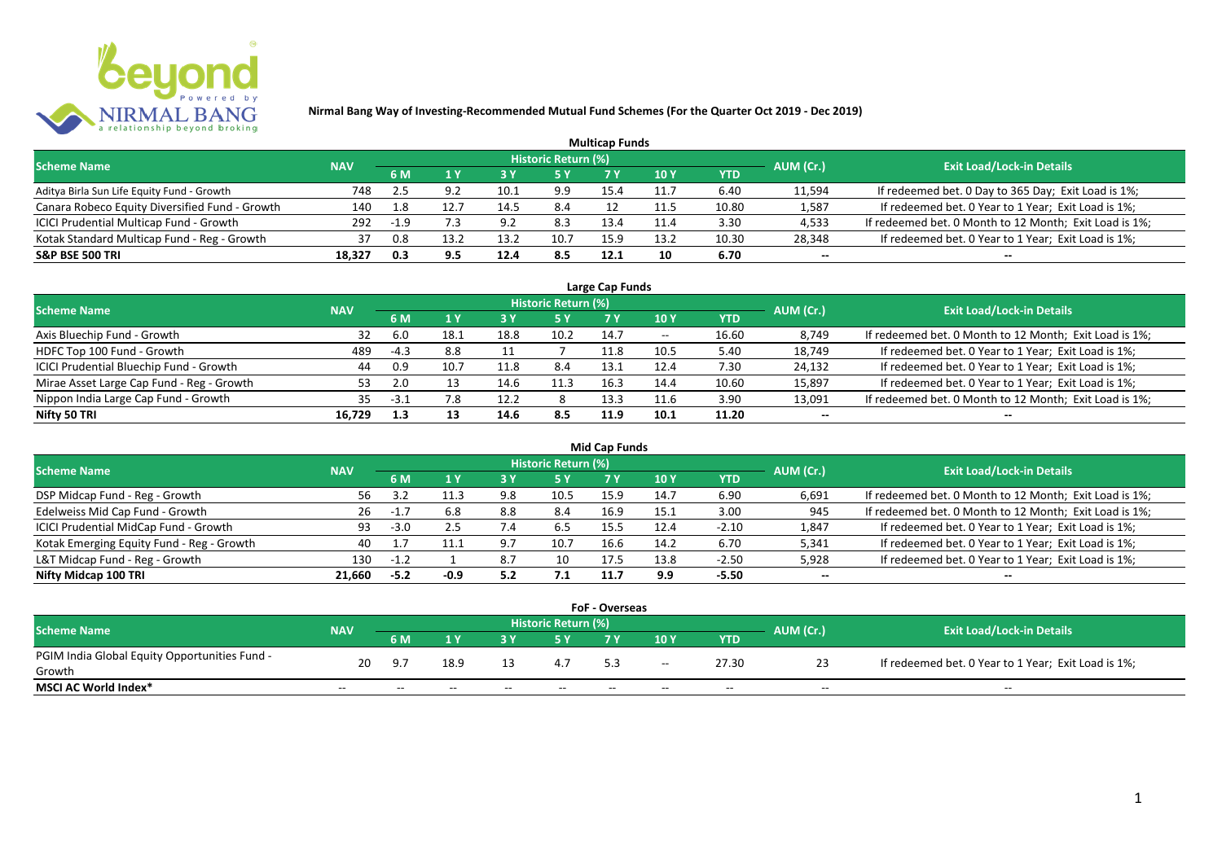# Nirmal Bang Way of Investing-Recommended Mutual Fund Schemes (For the Quarter Oct 2019 - Dec 2019)

## Multicap Funds

| Scheme Name | NAV | Historic Return (%) | | | | | | | AUM (Cr.) | Exit Load/Lock-in Details |
|---|---|---|---|---|---|---|---|---|---|---|
| | | 6 M | 1 Y | 3 Y | 5 Y | 7 Y | 10 Y | YTD | | |
| Aditya Birla Sun Life Equity Fund - Growth | 748 | 2.5 | 9.2 | 10.1 | 9.9 | 15.4 | 11.7 | 6.40 | 11,594 | If redeemed bet. 0 Day to 365 Day; Exit Load is 1%; |
| Canara Robeco Equity Diversified Fund - Growth | 140 | 1.8 | 12.7 | 14.5 | 8.4 | 12 | 11.5 | 10.80 | 1,587 | If redeemed bet. 0 Year to 1 Year; Exit Load is 1%; |
| ICICI Prudential Multicap Fund - Growth | 292 | -1.9 | 7.3 | 9.2 | 8.3 | 13.4 | 11.4 | 3.30 | 4,533 | If redeemed bet. 0 Month to 12 Month; Exit Load is 1%; |
| Kotak Standard Multicap Fund - Reg - Growth | 37 | 0.8 | 13.2 | 13.2 | 10.7 | 15.9 | 13.2 | 10.30 | 28,348 | If redeemed bet. 0 Year to 1 Year; Exit Load is 1%; |
| **S&P BSE 500 TRI** | **18,327** | **0.3** | **9.5** | **12.4** | **8.5** | **12.1** | **10** | **6.70** | -- | -- |

## Large Cap Funds

| Scheme Name | NAV | Historic Return (%) | | | | | | | AUM (Cr.) | Exit Load/Lock-in Details |
|---|---|---|---|---|---|---|---|---|---|---|
| | | 6 M | 1 Y | 3 Y | 5 Y | 7 Y | 10 Y | YTD | | |
| Axis Bluechip Fund - Growth | 32 | 6.0 | 18.1 | 18.8 | 10.2 | 14.7 | -- | 16.60 | 8,749 | If redeemed bet. 0 Month to 12 Month; Exit Load is 1%; |
| HDFC Top 100 Fund - Growth | 489 | -4.3 | 8.8 | 11 | 7 | 11.8 | 10.5 | 5.40 | 18,749 | If redeemed bet. 0 Year to 1 Year; Exit Load is 1%; |
| ICICI Prudential Bluechip Fund - Growth | 44 | 0.9 | 10.7 | 11.8 | 8.4 | 13.1 | 12.4 | 7.30 | 24,132 | If redeemed bet. 0 Year to 1 Year; Exit Load is 1%; |
| Mirae Asset Large Cap Fund - Reg - Growth | 53 | 2.0 | 13 | 14.6 | 11.3 | 16.3 | 14.4 | 10.60 | 15,897 | If redeemed bet. 0 Year to 1 Year; Exit Load is 1%; |
| Nippon India Large Cap Fund - Growth | 35 | -3.1 | 7.8 | 12.2 | 8 | 13.3 | 11.6 | 3.90 | 13,091 | If redeemed bet. 0 Month to 12 Month; Exit Load is 1%; |
| **Nifty 50 TRI** | **16,729** | **1.3** | **13** | **14.6** | **8.5** | **11.9** | **10.1** | **11.20** | -- | -- |

## Mid Cap Funds

| Scheme Name | NAV | Historic Return (%) | | | | | | | AUM (Cr.) | Exit Load/Lock-in Details |
|---|---|---|---|---|---|---|---|---|---|---|
| | | 6 M | 1 Y | 3 Y | 5 Y | 7 Y | 10 Y | YTD | | |
| DSP Midcap Fund - Reg - Growth | 56 | 3.2 | 11.3 | 9.8 | 10.5 | 15.9 | 14.7 | 6.90 | 6,691 | If redeemed bet. 0 Month to 12 Month; Exit Load is 1%; |
| Edelweiss Mid Cap Fund - Growth | 26 | -1.7 | 6.8 | 8.8 | 8.4 | 16.9 | 15.1 | 3.00 | 945 | If redeemed bet. 0 Month to 12 Month; Exit Load is 1%; |
| ICICI Prudential MidCap Fund - Growth | 93 | -3.0 | 2.5 | 7.4 | 6.5 | 15.5 | 12.4 | -2.10 | 1,847 | If redeemed bet. 0 Year to 1 Year; Exit Load is 1%; |
| Kotak Emerging Equity Fund - Reg - Growth | 40 | 1.7 | 11.1 | 9.7 | 10.7 | 16.6 | 14.2 | 6.70 | 5,341 | If redeemed bet. 0 Year to 1 Year; Exit Load is 1%; |
| L&T Midcap Fund - Reg - Growth | 130 | -1.2 | 1 | 8.7 | 10 | 17.5 | 13.8 | -2.50 | 5,928 | If redeemed bet. 0 Year to 1 Year; Exit Load is 1%; |
| **Nifty Midcap 100 TRI** | **21,660** | **-5.2** | **-0.9** | **5.2** | **7.1** | **11.7** | **9.9** | **-5.50** | -- | -- |

## FoF - Overseas

| Scheme Name | NAV | Historic Return (%) | | | | | | | AUM (Cr.) | Exit Load/Lock-in Details |
|---|---|---|---|---|---|---|---|---|---|---|
| | | 6 M | 1 Y | 3 Y | 5 Y | 7 Y | 10 Y | YTD | | |
| PGIM India Global Equity Opportunities Fund - Growth | 20 | 9.7 | 18.9 | 13 | 4.7 | 5.3 | -- | 27.30 | 23 | If redeemed bet. 0 Year to 1 Year; Exit Load is 1%; |
| **MSCI AC World Index*** | -- | -- | -- | -- | -- | -- | -- | -- | -- | -- |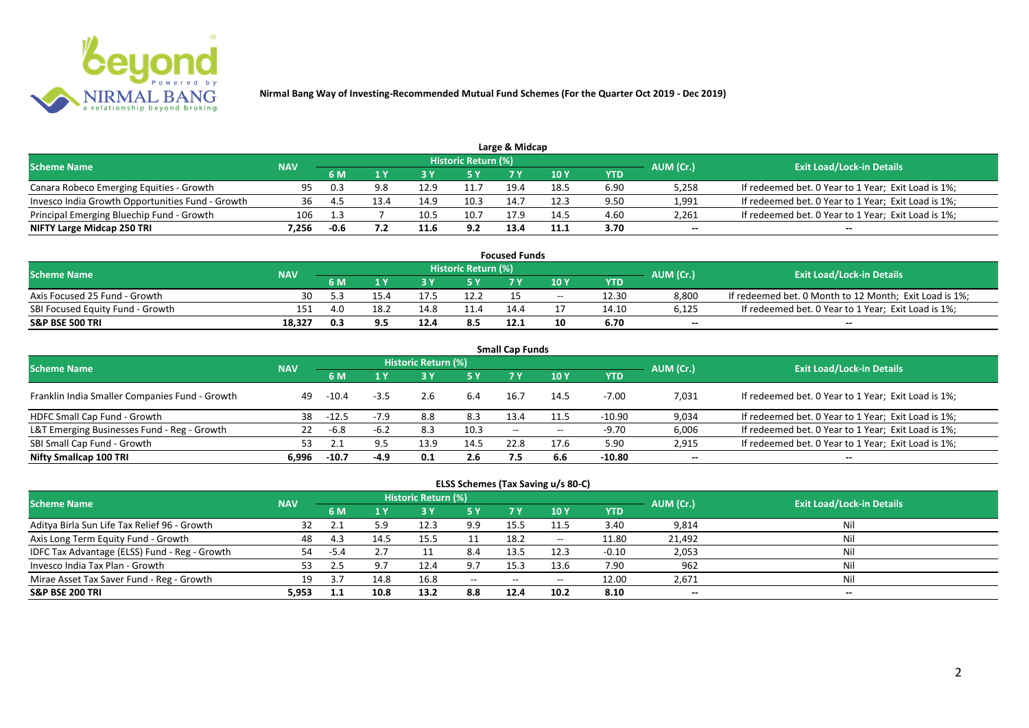**Nirmal Bang Way of Investing-Recommended Mutual Fund Schemes (For the Quarter Oct 2019 - Dec 2019)**

## Large & Midcap

| Scheme Name | NAV | Historic Return (%) | | | | | | | AUM (Cr.) | Exit Load/Lock-in Details |
|---|---|---|---|---|---|---|---|---|---|---|
| | | 6 M | 1 Y | 3 Y | 5 Y | 7 Y | 10 Y | YTD | | |
| Canara Robeco Emerging Equities - Growth | 95 | 0.3 | 9.8 | 12.9 | 11.7 | 19.4 | 18.5 | 6.90 | 5,258 | If redeemed bet. 0 Year to 1 Year; Exit Load is 1%; |
| Invesco India Growth Opportunities Fund - Growth | 36 | 4.5 | 13.4 | 14.9 | 10.3 | 14.7 | 12.3 | 9.50 | 1,991 | If redeemed bet. 0 Year to 1 Year; Exit Load is 1%; |
| Principal Emerging Bluechip Fund - Growth | 106 | 1.3 | 7 | 10.5 | 10.7 | 17.9 | 14.5 | 4.60 | 2,261 | If redeemed bet. 0 Year to 1 Year; Exit Load is 1%; |
| **NIFTY Large Midcap 250 TRI** | **7,256** | **-0.6** | **7.2** | **11.6** | **9.2** | **13.4** | **11.1** | **3.70** | **--** | **--** |

## Focused Funds

| Scheme Name | NAV | Historic Return (%) | | | | | | | AUM (Cr.) | Exit Load/Lock-in Details |
|---|---|---|---|---|---|---|---|---|---|---|
| | | 6 M | 1 Y | 3 Y | 5 Y | 7 Y | 10 Y | YTD | | |
| Axis Focused 25 Fund - Growth | 30 | 5.3 | 15.4 | 17.5 | 12.2 | 15 | -- | 12.30 | 8,800 | If redeemed bet. 0 Month to 12 Month; Exit Load is 1%; |
| SBI Focused Equity Fund - Growth | 151 | 4.0 | 18.2 | 14.8 | 11.4 | 14.4 | 17 | 14.10 | 6,125 | If redeemed bet. 0 Year to 1 Year; Exit Load is 1%; |
| **S&P BSE 500 TRI** | **18,327** | **0.3** | **9.5** | **12.4** | **8.5** | **12.1** | **10** | **6.70** | **--** | **--** |

## Small Cap Funds

| Scheme Name | NAV | Historic Return (%) | | | | | | | AUM (Cr.) | Exit Load/Lock-in Details |
|---|---|---|---|---|---|---|---|---|---|---|
| | | 6 M | 1 Y | 3 Y | 5 Y | 7 Y | 10 Y | YTD | | |
| Franklin India Smaller Companies Fund - Growth | 49 | -10.4 | -3.5 | 2.6 | 6.4 | 16.7 | 14.5 | -7.00 | 7,031 | If redeemed bet. 0 Year to 1 Year; Exit Load is 1%; |
| HDFC Small Cap Fund - Growth | 38 | -12.5 | -7.9 | 8.8 | 8.3 | 13.4 | 11.5 | -10.90 | 9,034 | If redeemed bet. 0 Year to 1 Year; Exit Load is 1%; |
| L&T Emerging Businesses Fund - Reg - Growth | 22 | -6.8 | -6.2 | 8.3 | 10.3 | -- | -- | -9.70 | 6,006 | If redeemed bet. 0 Year to 1 Year; Exit Load is 1%; |
| SBI Small Cap Fund - Growth | 53 | 2.1 | 9.5 | 13.9 | 14.5 | 22.8 | 17.6 | 5.90 | 2,915 | If redeemed bet. 0 Year to 1 Year; Exit Load is 1%; |
| **Nifty Smallcap 100 TRI** | **6,996** | **-10.7** | **-4.9** | **0.1** | **2.6** | **7.5** | **6.6** | **-10.80** | **--** | **--** |

## ELSS Schemes (Tax Saving u/s 80-C)

| Scheme Name | NAV | Historic Return (%) | | | | | | | AUM (Cr.) | Exit Load/Lock-in Details |
|---|---|---|---|---|---|---|---|---|---|---|
| | | 6 M | 1 Y | 3 Y | 5 Y | 7 Y | 10 Y | YTD | | |
| Aditya Birla Sun Life Tax Relief 96 - Growth | 32 | 2.1 | 5.9 | 12.3 | 9.9 | 15.5 | 11.5 | 3.40 | 9,814 | Nil |
| Axis Long Term Equity Fund - Growth | 48 | 4.3 | 14.5 | 15.5 | 11 | 18.2 | -- | 11.80 | 21,492 | Nil |
| IDFC Tax Advantage (ELSS) Fund - Reg - Growth | 54 | -5.4 | 2.7 | 11 | 8.4 | 13.5 | 12.3 | -0.10 | 2,053 | Nil |
| Invesco India Tax Plan - Growth | 53 | 2.5 | 9.7 | 12.4 | 9.7 | 15.3 | 13.6 | 7.90 | 962 | Nil |
| Mirae Asset Tax Saver Fund - Reg - Growth | 19 | 3.7 | 14.8 | 16.8 | -- | -- | -- | 12.00 | 2,671 | Nil |
| **S&P BSE 200 TRI** | **5,953** | **1.1** | **10.8** | **13.2** | **8.8** | **12.4** | **10.2** | **8.10** | **--** | **--** |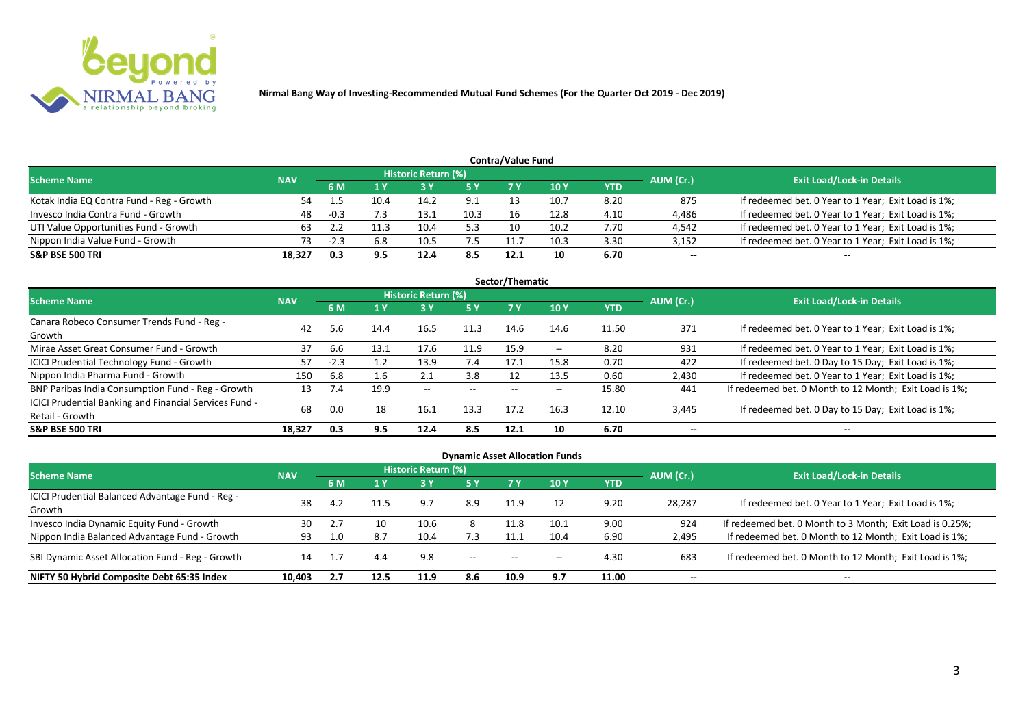Nirmal Bang Way of Investing-Recommended Mutual Fund Schemes (For the Quarter Oct 2019 - Dec 2019)

## Contra/Value Fund

| Scheme Name | NAV | Historic Return (%) | | | | | | | AUM (Cr.) | Exit Load/Lock-in Details |
|---|---|---|---|---|---|---|---|---|---|---|
| | | 6 M | 1 Y | 3 Y | 5 Y | 7 Y | 10 Y | YTD | | |
| Kotak India EQ Contra Fund - Reg - Growth | 54 | 1.5 | 10.4 | 14.2 | 9.1 | 13 | 10.7 | 8.20 | 875 | If redeemed bet. 0 Year to 1 Year; Exit Load is 1%; |
| Invesco India Contra Fund - Growth | 48 | -0.3 | 7.3 | 13.1 | 10.3 | 16 | 12.8 | 4.10 | 4,486 | If redeemed bet. 0 Year to 1 Year; Exit Load is 1%; |
| UTI Value Opportunities Fund - Growth | 63 | 2.2 | 11.3 | 10.4 | 5.3 | 10 | 10.2 | 7.70 | 4,542 | If redeemed bet. 0 Year to 1 Year; Exit Load is 1%; |
| Nippon India Value Fund - Growth | 73 | -2.3 | 6.8 | 10.5 | 7.5 | 11.7 | 10.3 | 3.30 | 3,152 | If redeemed bet. 0 Year to 1 Year; Exit Load is 1%; |
| **S&P BSE 500 TRI** | **18,327** | **0.3** | **9.5** | **12.4** | **8.5** | **12.1** | **10** | **6.70** | **--** | **--** |

## Sector/Thematic

| Scheme Name | NAV | Historic Return (%) | | | | | | | AUM (Cr.) | Exit Load/Lock-in Details |
|---|---|---|---|---|---|---|---|---|---|---|
| | | 6 M | 1 Y | 3 Y | 5 Y | 7 Y | 10 Y | YTD | | |
| Canara Robeco Consumer Trends Fund - Reg - Growth | 42 | 5.6 | 14.4 | 16.5 | 11.3 | 14.6 | 14.6 | 11.50 | 371 | If redeemed bet. 0 Year to 1 Year; Exit Load is 1%; |
| Mirae Asset Great Consumer Fund - Growth | 37 | 6.6 | 13.1 | 17.6 | 11.9 | 15.9 | -- | 8.20 | 931 | If redeemed bet. 0 Year to 1 Year; Exit Load is 1%; |
| ICICI Prudential Technology Fund - Growth | 57 | -2.3 | 1.2 | 13.9 | 7.4 | 17.1 | 15.8 | 0.70 | 422 | If redeemed bet. 0 Day to 15 Day; Exit Load is 1%; |
| Nippon India Pharma Fund - Growth | 150 | 6.8 | 1.6 | 2.1 | 3.8 | 12 | 13.5 | 0.60 | 2,430 | If redeemed bet. 0 Year to 1 Year; Exit Load is 1%; |
| BNP Paribas India Consumption Fund - Reg - Growth | 13 | 7.4 | 19.9 | -- | -- | -- | -- | 15.80 | 441 | If redeemed bet. 0 Month to 12 Month; Exit Load is 1%; |
| ICICI Prudential Banking and Financial Services Fund - Retail - Growth | 68 | 0.0 | 18 | 16.1 | 13.3 | 17.2 | 16.3 | 12.10 | 3,445 | If redeemed bet. 0 Day to 15 Day; Exit Load is 1%; |
| **S&P BSE 500 TRI** | **18,327** | **0.3** | **9.5** | **12.4** | **8.5** | **12.1** | **10** | **6.70** | **--** | **--** |

## Dynamic Asset Allocation Funds

| Scheme Name | NAV | Historic Return (%) | | | | | | | AUM (Cr.) | Exit Load/Lock-in Details |
|---|---|---|---|---|---|---|---|---|---|---|
| | | 6 M | 1 Y | 3 Y | 5 Y | 7 Y | 10 Y | YTD | | |
| ICICI Prudential Balanced Advantage Fund - Reg - Growth | 38 | 4.2 | 11.5 | 9.7 | 8.9 | 11.9 | 12 | 9.20 | 28,287 | If redeemed bet. 0 Year to 1 Year; Exit Load is 1%; |
| Invesco India Dynamic Equity Fund - Growth | 30 | 2.7 | 10 | 10.6 | 8 | 11.8 | 10.1 | 9.00 | 924 | If redeemed bet. 0 Month to 3 Month; Exit Load is 0.25%; |
| Nippon India Balanced Advantage Fund - Growth | 93 | 1.0 | 8.7 | 10.4 | 7.3 | 11.1 | 10.4 | 6.90 | 2,495 | If redeemed bet. 0 Month to 12 Month; Exit Load is 1%; |
| SBI Dynamic Asset Allocation Fund - Reg - Growth | 14 | 1.7 | 4.4 | 9.8 | -- | -- | -- | 4.30 | 683 | If redeemed bet. 0 Month to 12 Month; Exit Load is 1%; |
| **NIFTY 50 Hybrid Composite Debt 65:35 Index** | **10,403** | **2.7** | **12.5** | **11.9** | **8.6** | **10.9** | **9.7** | **11.00** | **--** | **--** |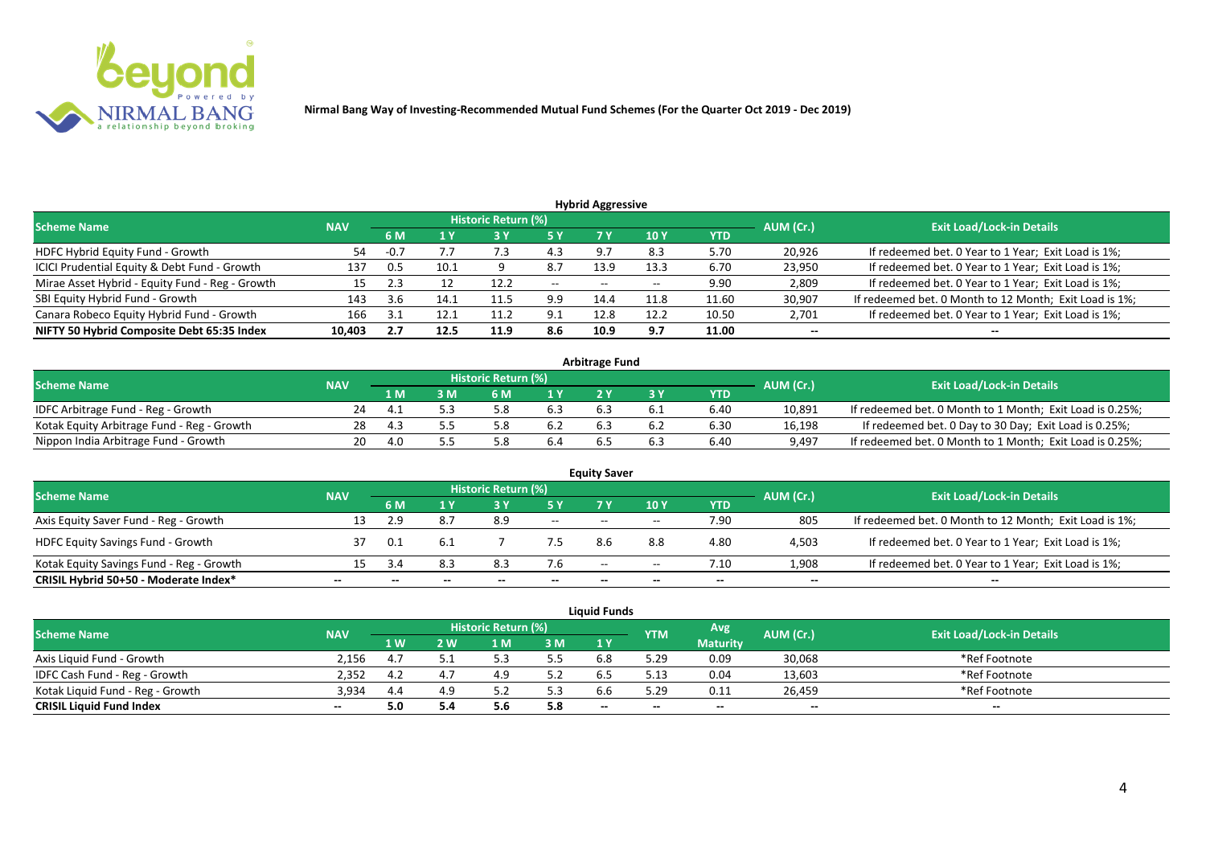**Nirmal Bang Way of Investing-Recommended Mutual Fund Schemes (For the Quarter Oct 2019 - Dec 2019)**

## Hybrid Aggressive

| Scheme Name | NAV | Historic Return (%) | | | | | | | AUM (Cr.) | Exit Load/Lock-in Details |
|---|---|---|---|---|---|---|---|---|---|---|
| | | 6 M | 1 Y | 3 Y | 5 Y | 7 Y | 10 Y | YTD | | |
| HDFC Hybrid Equity Fund - Growth | 54 | -0.7 | 7.7 | 7.3 | 4.3 | 9.7 | 8.3 | 5.70 | 20,926 | If redeemed bet. 0 Year to 1 Year; Exit Load is 1%; |
| ICICI Prudential Equity & Debt Fund - Growth | 137 | 0.5 | 10.1 | 9 | 8.7 | 13.9 | 13.3 | 6.70 | 23,950 | If redeemed bet. 0 Year to 1 Year; Exit Load is 1%; |
| Mirae Asset Hybrid - Equity Fund - Reg - Growth | 15 | 2.3 | 12 | 12.2 | -- | -- | -- | 9.90 | 2,809 | If redeemed bet. 0 Year to 1 Year; Exit Load is 1%; |
| SBI Equity Hybrid Fund - Growth | 143 | 3.6 | 14.1 | 11.5 | 9.9 | 14.4 | 11.8 | 11.60 | 30,907 | If redeemed bet. 0 Month to 12 Month; Exit Load is 1%; |
| Canara Robeco Equity Hybrid Fund - Growth | 166 | 3.1 | 12.1 | 11.2 | 9.1 | 12.8 | 12.2 | 10.50 | 2,701 | If redeemed bet. 0 Year to 1 Year; Exit Load is 1%; |
| **NIFTY 50 Hybrid Composite Debt 65:35 Index** | **10,403** | **2.7** | **12.5** | **11.9** | **8.6** | **10.9** | **9.7** | **11.00** | **--** | **--** |

## Arbitrage Fund

| Scheme Name | NAV | Historic Return (%) | | | | | | | AUM (Cr.) | Exit Load/Lock-in Details |
|---|---|---|---|---|---|---|---|---|---|---|
| | | 1 M | 3 M | 6 M | 1 Y | 2 Y | 3 Y | YTD | | |
| IDFC Arbitrage Fund - Reg - Growth | 24 | 4.1 | 5.3 | 5.8 | 6.3 | 6.3 | 6.1 | 6.40 | 10,891 | If redeemed bet. 0 Month to 1 Month; Exit Load is 0.25%; |
| Kotak Equity Arbitrage Fund - Reg - Growth | 28 | 4.3 | 5.5 | 5.8 | 6.2 | 6.3 | 6.2 | 6.30 | 16,198 | If redeemed bet. 0 Day to 30 Day; Exit Load is 0.25%; |
| Nippon India Arbitrage Fund - Growth | 20 | 4.0 | 5.5 | 5.8 | 6.4 | 6.5 | 6.3 | 6.40 | 9,497 | If redeemed bet. 0 Month to 1 Month; Exit Load is 0.25%; |

## Equity Saver

| Scheme Name | NAV | Historic Return (%) | | | | | | | AUM (Cr.) | Exit Load/Lock-in Details |
|---|---|---|---|---|---|---|---|---|---|---|
| | | 6 M | 1 Y | 3 Y | 5 Y | 7 Y | 10 Y | YTD | | |
| Axis Equity Saver Fund - Reg - Growth | 13 | 2.9 | 8.7 | 8.9 | -- | -- | -- | 7.90 | 805 | If redeemed bet. 0 Month to 12 Month; Exit Load is 1%; |
| HDFC Equity Savings Fund - Growth | 37 | 0.1 | 6.1 | 7 | 7.5 | 8.6 | 8.8 | 4.80 | 4,503 | If redeemed bet. 0 Year to 1 Year; Exit Load is 1%; |
| Kotak Equity Savings Fund - Reg - Growth | 15 | 3.4 | 8.3 | 8.3 | 7.6 | -- | -- | 7.10 | 1,908 | If redeemed bet. 0 Year to 1 Year; Exit Load is 1%; |
| **CRISIL Hybrid 50+50 - Moderate Index*** | **--** | **--** | **--** | **--** | **--** | **--** | **--** | **--** | **--** | **--** |

## Liquid Funds

| Scheme Name | NAV | Historic Return (%) | | | | | YTM | Avg Maturity | AUM (Cr.) | Exit Load/Lock-in Details |
|---|---|---|---|---|---|---|---|---|---|---|
| | | 1 W | 2 W | 1 M | 3 M | 1 Y | | | | |
| Axis Liquid Fund - Growth | 2,156 | 4.7 | 5.1 | 5.3 | 5.5 | 6.8 | 5.29 | 0.09 | 30,068 | *Ref Footnote |
| IDFC Cash Fund - Reg - Growth | 2,352 | 4.2 | 4.7 | 4.9 | 5.2 | 6.5 | 5.13 | 0.04 | 13,603 | *Ref Footnote |
| Kotak Liquid Fund - Reg - Growth | 3,934 | 4.4 | 4.9 | 5.2 | 5.3 | 6.6 | 5.29 | 0.11 | 26,459 | *Ref Footnote |
| **CRISIL Liquid Fund Index** | **--** | **5.0** | **5.4** | **5.6** | **5.8** | **--** | **--** | **--** | **--** | **--** |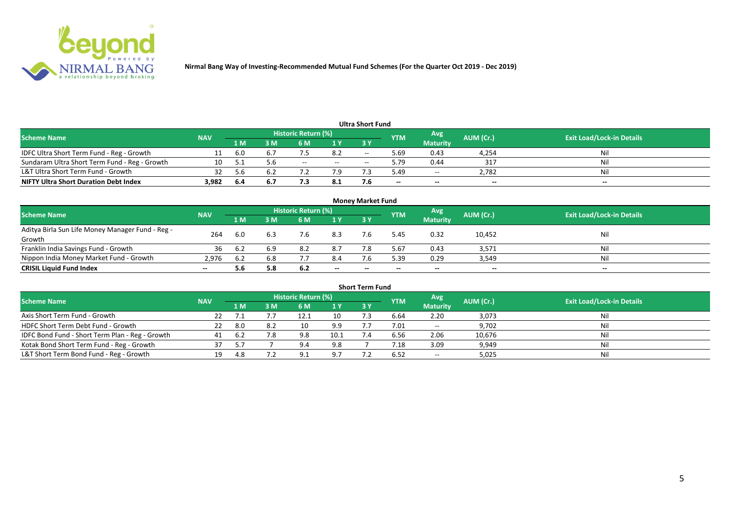**Nirmal Bang Way of Investing-Recommended Mutual Fund Schemes (For the Quarter Oct 2019 - Dec 2019)**

### Ultra Short Fund

| Scheme Name | NAV | Historic Return (%) | | | | | YTM | Avg Maturity | AUM (Cr.) | Exit Load/Lock-in Details |
|---|---|---|---|---|---|---|---|---|---|---|
| | | 1 M | 3 M | 6 M | 1 Y | 3 Y | | | | |
| IDFC Ultra Short Term Fund - Reg - Growth | 11 | 6.0 | 6.7 | 7.5 | 8.2 | -- | 5.69 | 0.43 | 4,254 | Nil |
| Sundaram Ultra Short Term Fund - Reg - Growth | 10 | 5.1 | 5.6 | -- | -- | -- | 5.79 | 0.44 | 317 | Nil |
| L&T Ultra Short Term Fund - Growth | 32 | 5.6 | 6.2 | 7.2 | 7.9 | 7.3 | 5.49 | -- | 2,782 | Nil |
| **NIFTY Ultra Short Duration Debt Index** | **3,982** | **6.4** | **6.7** | **7.3** | **8.1** | **7.6** | **--** | **--** | **--** | **--** |

### Money Market Fund

| Scheme Name | NAV | Historic Return (%) | | | | | YTM | Avg Maturity | AUM (Cr.) | Exit Load/Lock-in Details |
|---|---|---|---|---|---|---|---|---|---|---|
| | | 1 M | 3 M | 6 M | 1 Y | 3 Y | | | | |
| Aditya Birla Sun Life Money Manager Fund - Reg - Growth | 264 | 6.0 | 6.3 | 7.6 | 8.3 | 7.6 | 5.45 | 0.32 | 10,452 | Nil |
| Franklin India Savings Fund - Growth | 36 | 6.2 | 6.9 | 8.2 | 8.7 | 7.8 | 5.67 | 0.43 | 3,571 | Nil |
| Nippon India Money Market Fund - Growth | 2,976 | 6.2 | 6.8 | 7.7 | 8.4 | 7.6 | 5.39 | 0.29 | 3,549 | Nil |
| **CRISIL Liquid Fund Index** | **--** | **5.6** | **5.8** | **6.2** | **--** | **--** | **--** | **--** | **--** | **--** |

### Short Term Fund

| Scheme Name | NAV | Historic Return (%) | | | | | YTM | Avg Maturity | AUM (Cr.) | Exit Load/Lock-in Details |
|---|---|---|---|---|---|---|---|---|---|---|
| | | 1 M | 3 M | 6 M | 1 Y | 3 Y | | | | |
| Axis Short Term Fund - Growth | 22 | 7.1 | 7.7 | 12.1 | 10 | 7.3 | 6.64 | 2.20 | 3,073 | Nil |
| HDFC Short Term Debt Fund - Growth | 22 | 8.0 | 8.2 | 10 | 9.9 | 7.7 | 7.01 | -- | 9,702 | Nil |
| IDFC Bond Fund - Short Term Plan - Reg - Growth | 41 | 6.2 | 7.8 | 9.8 | 10.1 | 7.4 | 6.56 | 2.06 | 10,676 | Nil |
| Kotak Bond Short Term Fund - Reg - Growth | 37 | 5.7 | 7 | 9.4 | 9.8 | 7 | 7.18 | 3.09 | 9,949 | Nil |
| L&T Short Term Bond Fund - Reg - Growth | 19 | 4.8 | 7.2 | 9.1 | 9.7 | 7.2 | 6.52 | -- | 5,025 | Nil |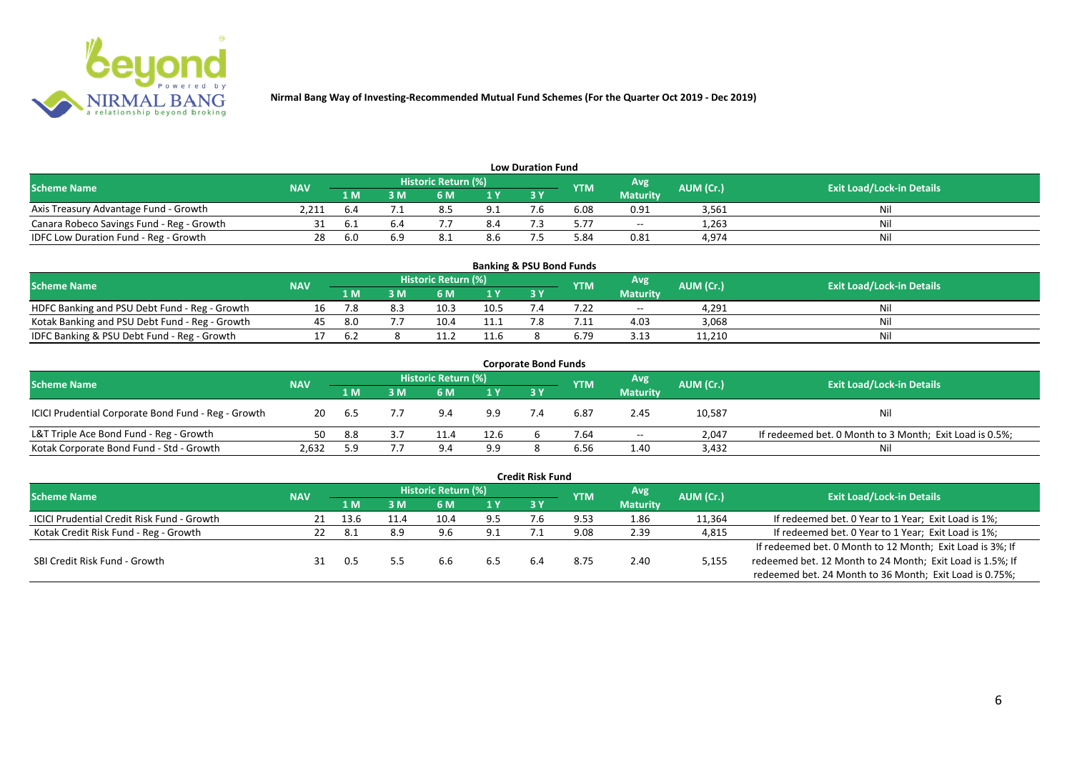**Nirmal Bang Way of Investing-Recommended Mutual Fund Schemes (For the Quarter Oct 2019 - Dec 2019)**

## Low Duration Fund

| Scheme Name | NAV | Historic Return (%) | | | | | YTM | Avg Maturity | AUM (Cr.) | Exit Load/Lock-in Details |
|---|---|---|---|---|---|---|---|---|---|---|
| | | 1 M | 3 M | 6 M | 1 Y | 3 Y | | | | |
| Axis Treasury Advantage Fund - Growth | 2,211 | 6.4 | 7.1 | 8.5 | 9.1 | 7.6 | 6.08 | 0.91 | 3,561 | Nil |
| Canara Robeco Savings Fund - Reg - Growth | 31 | 6.1 | 6.4 | 7.7 | 8.4 | 7.3 | 5.77 | -- | 1,263 | Nil |
| IDFC Low Duration Fund - Reg - Growth | 28 | 6.0 | 6.9 | 8.1 | 8.6 | 7.5 | 5.84 | 0.81 | 4,974 | Nil |

## Banking & PSU Bond Funds

| Scheme Name | NAV | Historic Return (%) | | | | | YTM | Avg Maturity | AUM (Cr.) | Exit Load/Lock-in Details |
|---|---|---|---|---|---|---|---|---|---|---|
| | | 1 M | 3 M | 6 M | 1 Y | 3 Y | | | | |
| HDFC Banking and PSU Debt Fund - Reg - Growth | 16 | 7.8 | 8.3 | 10.3 | 10.5 | 7.4 | 7.22 | -- | 4,291 | Nil |
| Kotak Banking and PSU Debt Fund - Reg - Growth | 45 | 8.0 | 7.7 | 10.4 | 11.1 | 7.8 | 7.11 | 4.03 | 3,068 | Nil |
| IDFC Banking & PSU Debt Fund - Reg - Growth | 17 | 6.2 | 8 | 11.2 | 11.6 | 8 | 6.79 | 3.13 | 11,210 | Nil |

## Corporate Bond Funds

| Scheme Name | NAV | Historic Return (%) | | | | | YTM | Avg Maturity | AUM (Cr.) | Exit Load/Lock-in Details |
|---|---|---|---|---|---|---|---|---|---|---|
| | | 1 M | 3 M | 6 M | 1 Y | 3 Y | | | | |
| ICICI Prudential Corporate Bond Fund - Reg - Growth | 20 | 6.5 | 7.7 | 9.4 | 9.9 | 7.4 | 6.87 | 2.45 | 10,587 | Nil |
| L&T Triple Ace Bond Fund - Reg - Growth | 50 | 8.8 | 3.7 | 11.4 | 12.6 | 6 | 7.64 | -- | 2,047 | If redeemed bet. 0 Month to 3 Month; Exit Load is 0.5%; |
| Kotak Corporate Bond Fund - Std - Growth | 2,632 | 5.9 | 7.7 | 9.4 | 9.9 | 8 | 6.56 | 1.40 | 3,432 | Nil |

## Credit Risk Fund

| Scheme Name | NAV | Historic Return (%) | | | | | YTM | Avg Maturity | AUM (Cr.) | Exit Load/Lock-in Details |
|---|---|---|---|---|---|---|---|---|---|---|
| | | 1 M | 3 M | 6 M | 1 Y | 3 Y | | | | |
| ICICI Prudential Credit Risk Fund - Growth | 21 | 13.6 | 11.4 | 10.4 | 9.5 | 7.6 | 9.53 | 1.86 | 11,364 | If redeemed bet. 0 Year to 1 Year; Exit Load is 1%; |
| Kotak Credit Risk Fund - Reg - Growth | 22 | 8.1 | 8.9 | 9.6 | 9.1 | 7.1 | 9.08 | 2.39 | 4,815 | If redeemed bet. 0 Year to 1 Year; Exit Load is 1%; |
| SBI Credit Risk Fund - Growth | 31 | 0.5 | 5.5 | 6.6 | 6.5 | 6.4 | 8.75 | 2.40 | 5,155 | If redeemed bet. 0 Month to 12 Month; Exit Load is 3%; If redeemed bet. 12 Month to 24 Month; Exit Load is 1.5%; If redeemed bet. 24 Month to 36 Month; Exit Load is 0.75%; |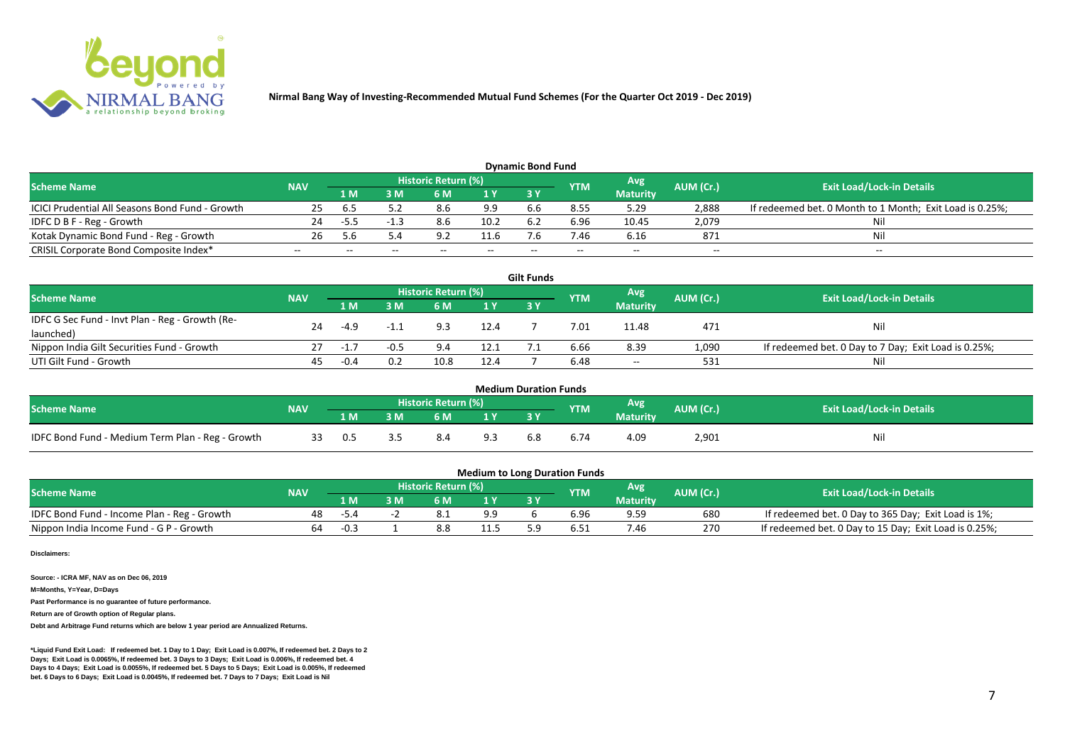**Nirmal Bang Way of Investing-Recommended Mutual Fund Schemes (For the Quarter Oct 2019 - Dec 2019)**

### Dynamic Bond Fund

| Scheme Name | NAV | Historic Return (%) | | | | | YTM | Avg Maturity | AUM (Cr.) | Exit Load/Lock-in Details |
|---|---|---|---|---|---|---|---|---|---|---|
| | | 1 M | 3 M | 6 M | 1 Y | 3 Y | | | | |
| ICICI Prudential All Seasons Bond Fund - Growth | 25 | 6.5 | 5.2 | 8.6 | 9.9 | 6.6 | 8.55 | 5.29 | 2,888 | If redeemed bet. 0 Month to 1 Month; Exit Load is 0.25%; |
| IDFC D B F - Reg - Growth | 24 | -5.5 | -1.3 | 8.6 | 10.2 | 6.2 | 6.96 | 10.45 | 2,079 | Nil |
| Kotak Dynamic Bond Fund - Reg - Growth | 26 | 5.6 | 5.4 | 9.2 | 11.6 | 7.6 | 7.46 | 6.16 | 871 | Nil |
| CRISIL Corporate Bond Composite Index* | -- | -- | -- | -- | -- | -- | -- | -- | -- | -- |

### Gilt Funds

| Scheme Name | NAV | Historic Return (%) | | | | | YTM | Avg Maturity | AUM (Cr.) | Exit Load/Lock-in Details |
|---|---|---|---|---|---|---|---|---|---|---|
| | | 1 M | 3 M | 6 M | 1 Y | 3 Y | | | | |
| IDFC G Sec Fund - Invt Plan - Reg - Growth (Re-launched) | 24 | -4.9 | -1.1 | 9.3 | 12.4 | 7 | 7.01 | 11.48 | 471 | Nil |
| Nippon India Gilt Securities Fund - Growth | 27 | -1.7 | -0.5 | 9.4 | 12.1 | 7.1 | 6.66 | 8.39 | 1,090 | If redeemed bet. 0 Day to 7 Day; Exit Load is 0.25%; |
| UTI Gilt Fund - Growth | 45 | -0.4 | 0.2 | 10.8 | 12.4 | 7 | 6.48 | -- | 531 | Nil |

### Medium Duration Funds

| Scheme Name | NAV | Historic Return (%) | | | | | YTM | Avg Maturity | AUM (Cr.) | Exit Load/Lock-in Details |
|---|---|---|---|---|---|---|---|---|---|---|
| | | 1 M | 3 M | 6 M | 1 Y | 3 Y | | | | |
| IDFC Bond Fund - Medium Term Plan - Reg - Growth | 33 | 0.5 | 3.5 | 8.4 | 9.3 | 6.8 | 6.74 | 4.09 | 2,901 | Nil |

### Medium to Long Duration Funds

| Scheme Name | NAV | Historic Return (%) | | | | | YTM | Avg Maturity | AUM (Cr.) | Exit Load/Lock-in Details |
|---|---|---|---|---|---|---|---|---|---|---|
| | | 1 M | 3 M | 6 M | 1 Y | 3 Y | | | | |
| IDFC Bond Fund - Income Plan - Reg - Growth | 48 | -5.4 | -2 | 8.1 | 9.9 | 6 | 6.96 | 9.59 | 680 | If redeemed bet. 0 Day to 365 Day; Exit Load is 1%; |
| Nippon India Income Fund - G P - Growth | 64 | -0.3 | 1 | 8.8 | 11.5 | 5.9 | 6.51 | 7.46 | 270 | If redeemed bet. 0 Day to 15 Day; Exit Load is 0.25%; |

**Disclaimers:**

**Source: - ICRA MF, NAV as on Dec 06, 2019**

**M=Months, Y=Year, D=Days**

**Past Performance is no guarantee of future performance.**

**Return are of Growth option of Regular plans.**

**Debt and Arbitrage Fund returns which are below 1 year period are Annualized Returns.**

**\*Liquid Fund Exit Load: If redeemed bet. 1 Day to 1 Day; Exit Load is 0.007%, If redeemed bet. 2 Days to 2 Days; Exit Load is 0.0065%, If redeemed bet. 3 Days to 3 Days; Exit Load is 0.006%, If redeemed bet. 4 Days to 4 Days; Exit Load is 0.0055%, If redeemed bet. 5 Days to 5 Days; Exit Load is 0.005%, If redeemed bet. 6 Days to 6 Days; Exit Load is 0.0045%, If redeemed bet. 7 Days to 7 Days; Exit Load is Nil**